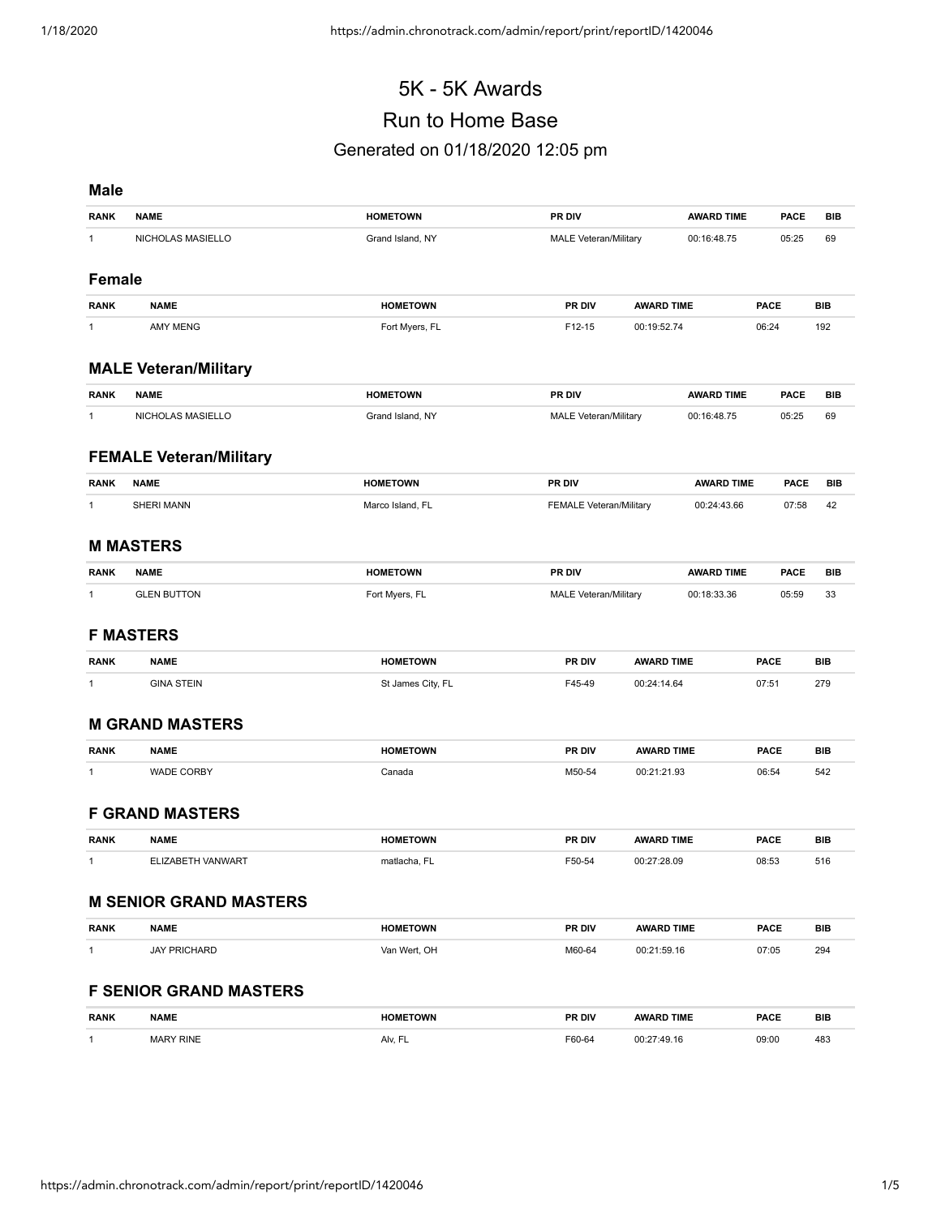# 5K - 5K Awards

# Run to Home Base

## Generated on 01/18/2020 12:05 pm

### Male

| RANK | NAME | HOMETOWN | PR DIV | AWARD TIME | PACE | BIB |
|---|---|---|---|---|---|---|
| 1 | NICHOLAS MASIELLO | Grand Island, NY | MALE Veteran/Military | 00:16:48.75 | 05:25 | 69 |

### Female

| RANK | NAME | HOMETOWN | PR DIV | AWARD TIME | PACE | BIB |
|---|---|---|---|---|---|---|
| 1 | AMY MENG | Fort Myers, FL | F12-15 | 00:19:52.74 | 06:24 | 192 |

### MALE Veteran/Military

| RANK | NAME | HOMETOWN | PR DIV | AWARD TIME | PACE | BIB |
|---|---|---|---|---|---|---|
| 1 | NICHOLAS MASIELLO | Grand Island, NY | MALE Veteran/Military | 00:16:48.75 | 05:25 | 69 |

### FEMALE Veteran/Military

| RANK | NAME | HOMETOWN | PR DIV | AWARD TIME | PACE | BIB |
|---|---|---|---|---|---|---|
| 1 | SHERI MANN | Marco Island, FL | FEMALE Veteran/Military | 00:24:43.66 | 07:58 | 42 |

### M MASTERS

| RANK | NAME | HOMETOWN | PR DIV | AWARD TIME | PACE | BIB |
|---|---|---|---|---|---|---|
| 1 | GLEN BUTTON | Fort Myers, FL | MALE Veteran/Military | 00:18:33.36 | 05:59 | 33 |

### F MASTERS

| RANK | NAME | HOMETOWN | PR DIV | AWARD TIME | PACE | BIB |
|---|---|---|---|---|---|---|
| 1 | GINA STEIN | St James City, FL | F45-49 | 00:24:14.64 | 07:51 | 279 |

### M GRAND MASTERS

| RANK | NAME | HOMETOWN | PR DIV | AWARD TIME | PACE | BIB |
|---|---|---|---|---|---|---|
| 1 | WADE CORBY | Canada | M50-54 | 00:21:21.93 | 06:54 | 542 |

### F GRAND MASTERS

| RANK | NAME | HOMETOWN | PR DIV | AWARD TIME | PACE | BIB |
|---|---|---|---|---|---|---|
| 1 | ELIZABETH VANWART | matlacha, FL | F50-54 | 00:27:28.09 | 08:53 | 516 |

### M SENIOR GRAND MASTERS

| RANK | NAME | HOMETOWN | PR DIV | AWARD TIME | PACE | BIB |
|---|---|---|---|---|---|---|
| 1 | JAY PRICHARD | Van Wert, OH | M60-64 | 00:21:59.16 | 07:05 | 294 |

### F SENIOR GRAND MASTERS

| RANK | NAME | HOMETOWN | PR DIV | AWARD TIME | PACE | BIB |
|---|---|---|---|---|---|---|
| 1 | MARY RINE | Alv, FL | F60-64 | 00:27:49.16 | 09:00 | 483 |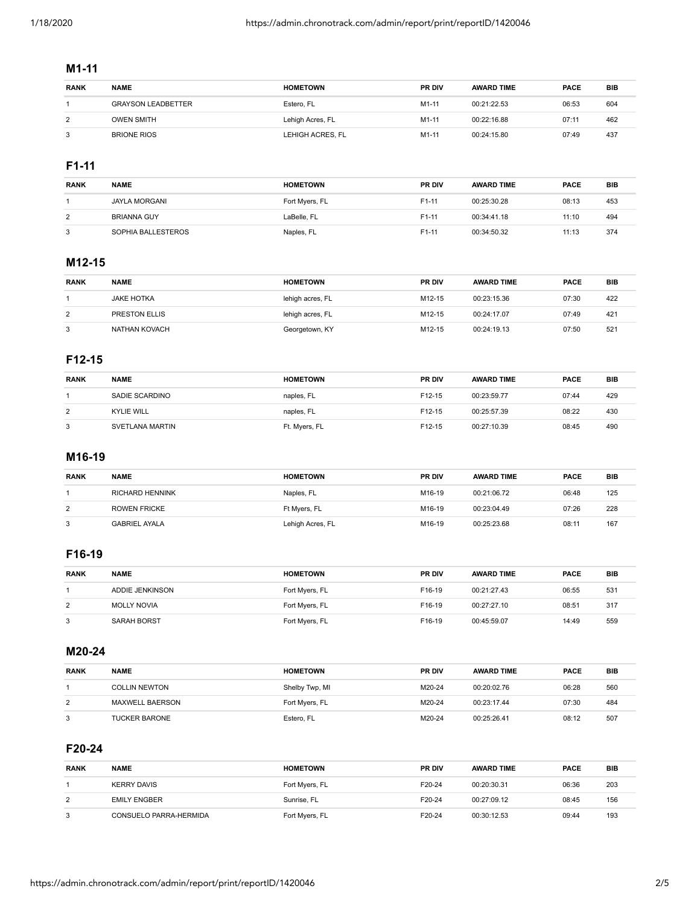## M1-11

| RANK | NAME | HOMETOWN | PR DIV | AWARD TIME | PACE | BIB |
| --- | --- | --- | --- | --- | --- | --- |
| 1 | GRAYSON LEADBETTER | Estero, FL | M1-11 | 00:21:22.53 | 06:53 | 604 |
| 2 | OWEN SMITH | Lehigh Acres, FL | M1-11 | 00:22:16.88 | 07:11 | 462 |
| 3 | BRIONE RIOS | LEHIGH ACRES, FL | M1-11 | 00:24:15.80 | 07:49 | 437 |

## F1-11

| RANK | NAME | HOMETOWN | PR DIV | AWARD TIME | PACE | BIB |
| --- | --- | --- | --- | --- | --- | --- |
| 1 | JAYLA MORGANI | Fort Myers, FL | F1-11 | 00:25:30.28 | 08:13 | 453 |
| 2 | BRIANNA GUY | LaBelle, FL | F1-11 | 00:34:41.18 | 11:10 | 494 |
| 3 | SOPHIA BALLESTEROS | Naples, FL | F1-11 | 00:34:50.32 | 11:13 | 374 |

## M12-15

| RANK | NAME | HOMETOWN | PR DIV | AWARD TIME | PACE | BIB |
| --- | --- | --- | --- | --- | --- | --- |
| 1 | JAKE HOTKA | lehigh acres, FL | M12-15 | 00:23:15.36 | 07:30 | 422 |
| 2 | PRESTON ELLIS | lehigh acres, FL | M12-15 | 00:24:17.07 | 07:49 | 421 |
| 3 | NATHAN KOVACH | Georgetown, KY | M12-15 | 00:24:19.13 | 07:50 | 521 |

## F12-15

| RANK | NAME | HOMETOWN | PR DIV | AWARD TIME | PACE | BIB |
| --- | --- | --- | --- | --- | --- | --- |
| 1 | SADIE SCARDINO | naples, FL | F12-15 | 00:23:59.77 | 07:44 | 429 |
| 2 | KYLIE WILL | naples, FL | F12-15 | 00:25:57.39 | 08:22 | 430 |
| 3 | SVETLANA MARTIN | Ft. Myers, FL | F12-15 | 00:27:10.39 | 08:45 | 490 |

## M16-19

| RANK | NAME | HOMETOWN | PR DIV | AWARD TIME | PACE | BIB |
| --- | --- | --- | --- | --- | --- | --- |
| 1 | RICHARD HENNINK | Naples, FL | M16-19 | 00:21:06.72 | 06:48 | 125 |
| 2 | ROWEN FRICKE | Ft Myers, FL | M16-19 | 00:23:04.49 | 07:26 | 228 |
| 3 | GABRIEL AYALA | Lehigh Acres, FL | M16-19 | 00:25:23.68 | 08:11 | 167 |

## F16-19

| RANK | NAME | HOMETOWN | PR DIV | AWARD TIME | PACE | BIB |
| --- | --- | --- | --- | --- | --- | --- |
| 1 | ADDIE JENKINSON | Fort Myers, FL | F16-19 | 00:21:27.43 | 06:55 | 531 |
| 2 | MOLLY NOVIA | Fort Myers, FL | F16-19 | 00:27:27.10 | 08:51 | 317 |
| 3 | SARAH BORST | Fort Myers, FL | F16-19 | 00:45:59.07 | 14:49 | 559 |

## M20-24

| RANK | NAME | HOMETOWN | PR DIV | AWARD TIME | PACE | BIB |
| --- | --- | --- | --- | --- | --- | --- |
| 1 | COLLIN NEWTON | Shelby Twp, MI | M20-24 | 00:20:02.76 | 06:28 | 560 |
| 2 | MAXWELL BAERSON | Fort Myers, FL | M20-24 | 00:23:17.44 | 07:30 | 484 |
| 3 | TUCKER BARONE | Estero, FL | M20-24 | 00:25:26.41 | 08:12 | 507 |

## F20-24

| RANK | NAME | HOMETOWN | PR DIV | AWARD TIME | PACE | BIB |
| --- | --- | --- | --- | --- | --- | --- |
| 1 | KERRY DAVIS | Fort Myers, FL | F20-24 | 00:20:30.31 | 06:36 | 203 |
| 2 | EMILY ENGBER | Sunrise, FL | F20-24 | 00:27:09.12 | 08:45 | 156 |
| 3 | CONSUELO PARRA-HERMIDA | Fort Myers, FL | F20-24 | 00:30:12.53 | 09:44 | 193 |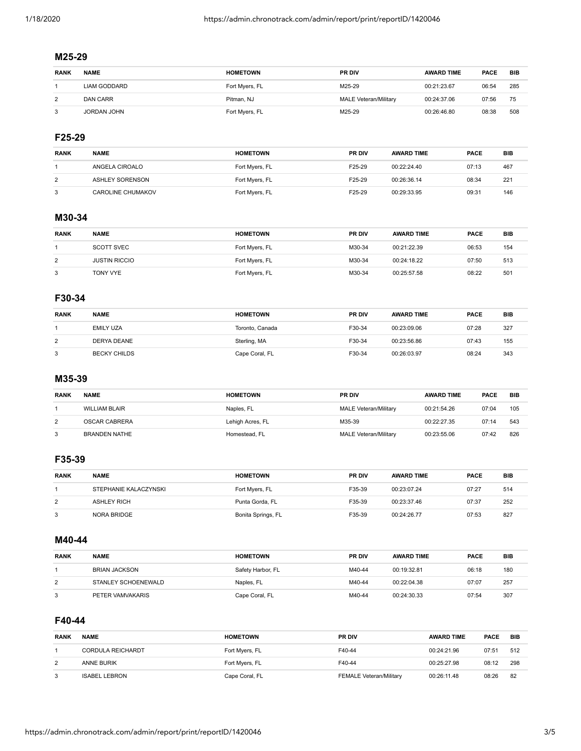## M25-29

| RANK | NAME | HOMETOWN | PR DIV | AWARD TIME | PACE | BIB |
|---|---|---|---|---|---|---|
| 1 | LIAM GODDARD | Fort Myers, FL | M25-29 | 00:21:23.67 | 06:54 | 285 |
| 2 | DAN CARR | Pitman, NJ | MALE Veteran/Military | 00:24:37.06 | 07:56 | 75 |
| 3 | JORDAN JOHN | Fort Myers, FL | M25-29 | 00:26:46.80 | 08:38 | 508 |

## F25-29

| RANK | NAME | HOMETOWN | PR DIV | AWARD TIME | PACE | BIB |
|---|---|---|---|---|---|---|
| 1 | ANGELA CIROALO | Fort Myers, FL | F25-29 | 00:22:24.40 | 07:13 | 467 |
| 2 | ASHLEY SORENSON | Fort Myers, FL | F25-29 | 00:26:36.14 | 08:34 | 221 |
| 3 | CAROLINE CHUMAKOV | Fort Myers, FL | F25-29 | 00:29:33.95 | 09:31 | 146 |

## M30-34

| RANK | NAME | HOMETOWN | PR DIV | AWARD TIME | PACE | BIB |
|---|---|---|---|---|---|---|
| 1 | SCOTT SVEC | Fort Myers, FL | M30-34 | 00:21:22.39 | 06:53 | 154 |
| 2 | JUSTIN RICCIO | Fort Myers, FL | M30-34 | 00:24:18.22 | 07:50 | 513 |
| 3 | TONY VYE | Fort Myers, FL | M30-34 | 00:25:57.58 | 08:22 | 501 |

## F30-34

| RANK | NAME | HOMETOWN | PR DIV | AWARD TIME | PACE | BIB |
|---|---|---|---|---|---|---|
| 1 | EMILY UZA | Toronto, Canada | F30-34 | 00:23:09.06 | 07:28 | 327 |
| 2 | DERYA DEANE | Sterling, MA | F30-34 | 00:23:56.86 | 07:43 | 155 |
| 3 | BECKY CHILDS | Cape Coral, FL | F30-34 | 00:26:03.97 | 08:24 | 343 |

## M35-39

| RANK | NAME | HOMETOWN | PR DIV | AWARD TIME | PACE | BIB |
|---|---|---|---|---|---|---|
| 1 | WILLIAM BLAIR | Naples, FL | MALE Veteran/Military | 00:21:54.26 | 07:04 | 105 |
| 2 | OSCAR CABRERA | Lehigh Acres, FL | M35-39 | 00:22:27.35 | 07:14 | 543 |
| 3 | BRANDEN NATHE | Homestead, FL | MALE Veteran/Military | 00:23:55.06 | 07:42 | 826 |

## F35-39

| RANK | NAME | HOMETOWN | PR DIV | AWARD TIME | PACE | BIB |
|---|---|---|---|---|---|---|
| 1 | STEPHANIE KALACZYNSKI | Fort Myers, FL | F35-39 | 00:23:07.24 | 07:27 | 514 |
| 2 | ASHLEY RICH | Punta Gorda, FL | F35-39 | 00:23:37.46 | 07:37 | 252 |
| 3 | NORA BRIDGE | Bonita Springs, FL | F35-39 | 00:24:26.77 | 07:53 | 827 |

## M40-44

| RANK | NAME | HOMETOWN | PR DIV | AWARD TIME | PACE | BIB |
|---|---|---|---|---|---|---|
| 1 | BRIAN JACKSON | Safety Harbor, FL | M40-44 | 00:19:32.81 | 06:18 | 180 |
| 2 | STANLEY SCHOENEWALD | Naples, FL | M40-44 | 00:22:04.38 | 07:07 | 257 |
| 3 | PETER VAMVAKARIS | Cape Coral, FL | M40-44 | 00:24:30.33 | 07:54 | 307 |

## F40-44

| RANK | NAME | HOMETOWN | PR DIV | AWARD TIME | PACE | BIB |
|---|---|---|---|---|---|---|
| 1 | CORDULA REICHARDT | Fort Myers, FL | F40-44 | 00:24:21.96 | 07:51 | 512 |
| 2 | ANNE BURIK | Fort Myers, FL | F40-44 | 00:25:27.98 | 08:12 | 298 |
| 3 | ISABEL LEBRON | Cape Coral, FL | FEMALE Veteran/Military | 00:26:11.48 | 08:26 | 82 |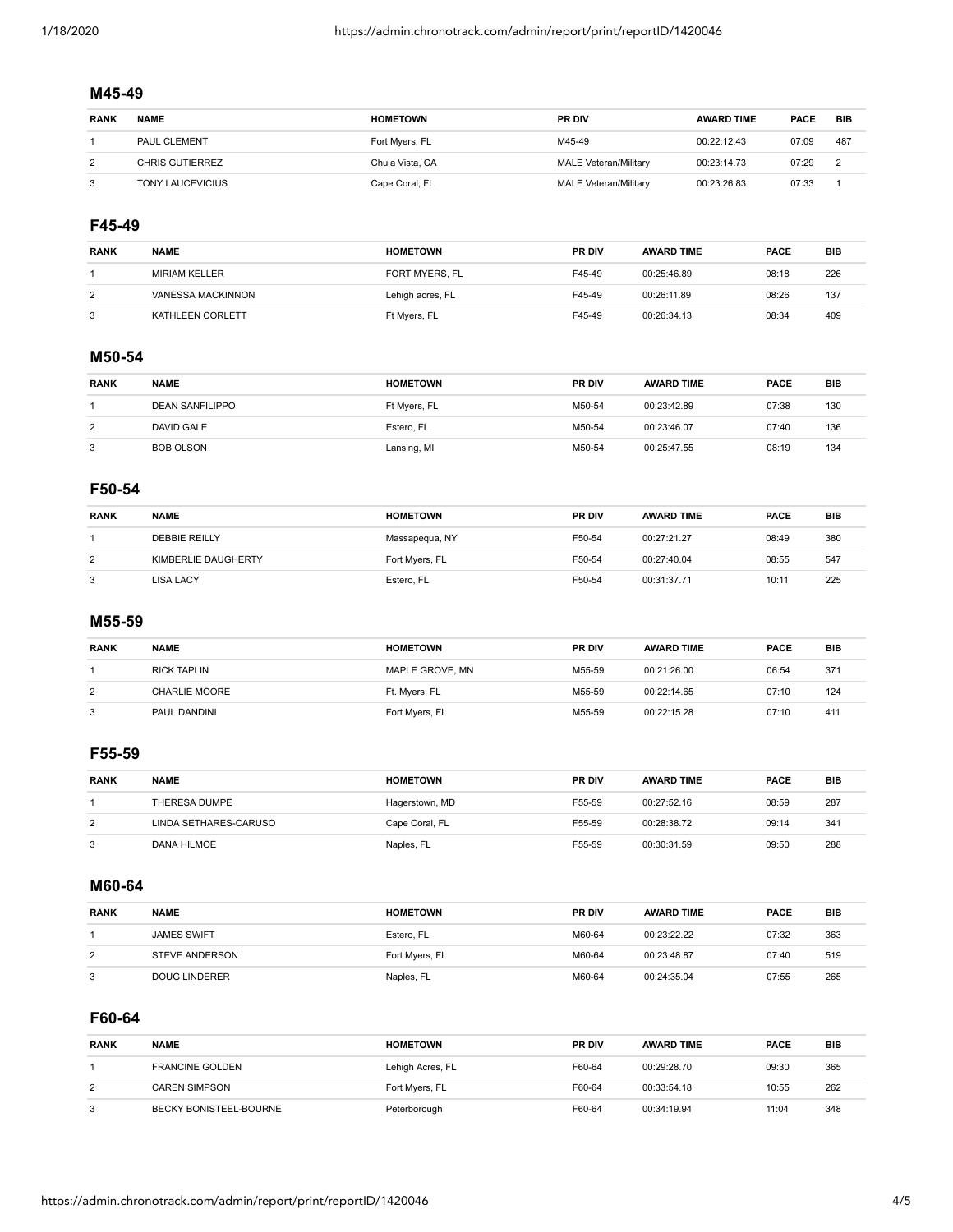## M45-49

| RANK | NAME | HOMETOWN | PR DIV | AWARD TIME | PACE | BIB |
|---|---|---|---|---|---|---|
| 1 | PAUL CLEMENT | Fort Myers, FL | M45-49 | 00:22:12.43 | 07:09 | 487 |
| 2 | CHRIS GUTIERREZ | Chula Vista, CA | MALE Veteran/Military | 00:23:14.73 | 07:29 | 2 |
| 3 | TONY LAUCEVICIUS | Cape Coral, FL | MALE Veteran/Military | 00:23:26.83 | 07:33 | 1 |

## F45-49

| RANK | NAME | HOMETOWN | PR DIV | AWARD TIME | PACE | BIB |
|---|---|---|---|---|---|---|
| 1 | MIRIAM KELLER | FORT MYERS, FL | F45-49 | 00:25:46.89 | 08:18 | 226 |
| 2 | VANESSA MACKINNON | Lehigh acres, FL | F45-49 | 00:26:11.89 | 08:26 | 137 |
| 3 | KATHLEEN CORLETT | Ft Myers, FL | F45-49 | 00:26:34.13 | 08:34 | 409 |

## M50-54

| RANK | NAME | HOMETOWN | PR DIV | AWARD TIME | PACE | BIB |
|---|---|---|---|---|---|---|
| 1 | DEAN SANFILIPPO | Ft Myers, FL | M50-54 | 00:23:42.89 | 07:38 | 130 |
| 2 | DAVID GALE | Estero, FL | M50-54 | 00:23:46.07 | 07:40 | 136 |
| 3 | BOB OLSON | Lansing, MI | M50-54 | 00:25:47.55 | 08:19 | 134 |

## F50-54

| RANK | NAME | HOMETOWN | PR DIV | AWARD TIME | PACE | BIB |
|---|---|---|---|---|---|---|
| 1 | DEBBIE REILLY | Massapequa, NY | F50-54 | 00:27:21.27 | 08:49 | 380 |
| 2 | KIMBERLIE DAUGHERTY | Fort Myers, FL | F50-54 | 00:27:40.04 | 08:55 | 547 |
| 3 | LISA LACY | Estero, FL | F50-54 | 00:31:37.71 | 10:11 | 225 |

## M55-59

| RANK | NAME | HOMETOWN | PR DIV | AWARD TIME | PACE | BIB |
|---|---|---|---|---|---|---|
| 1 | RICK TAPLIN | MAPLE GROVE, MN | M55-59 | 00:21:26.00 | 06:54 | 371 |
| 2 | CHARLIE MOORE | Ft. Myers, FL | M55-59 | 00:22:14.65 | 07:10 | 124 |
| 3 | PAUL DANDINI | Fort Myers, FL | M55-59 | 00:22:15.28 | 07:10 | 411 |

## F55-59

| RANK | NAME | HOMETOWN | PR DIV | AWARD TIME | PACE | BIB |
|---|---|---|---|---|---|---|
| 1 | THERESA DUMPE | Hagerstown, MD | F55-59 | 00:27:52.16 | 08:59 | 287 |
| 2 | LINDA SETHARES-CARUSO | Cape Coral, FL | F55-59 | 00:28:38.72 | 09:14 | 341 |
| 3 | DANA HILMOE | Naples, FL | F55-59 | 00:30:31.59 | 09:50 | 288 |

## M60-64

| RANK | NAME | HOMETOWN | PR DIV | AWARD TIME | PACE | BIB |
|---|---|---|---|---|---|---|
| 1 | JAMES SWIFT | Estero, FL | M60-64 | 00:23:22.22 | 07:32 | 363 |
| 2 | STEVE ANDERSON | Fort Myers, FL | M60-64 | 00:23:48.87 | 07:40 | 519 |
| 3 | DOUG LINDERER | Naples, FL | M60-64 | 00:24:35.04 | 07:55 | 265 |

## F60-64

| RANK | NAME | HOMETOWN | PR DIV | AWARD TIME | PACE | BIB |
|---|---|---|---|---|---|---|
| 1 | FRANCINE GOLDEN | Lehigh Acres, FL | F60-64 | 00:29:28.70 | 09:30 | 365 |
| 2 | CAREN SIMPSON | Fort Myers, FL | F60-64 | 00:33:54.18 | 10:55 | 262 |
| 3 | BECKY BONISTEEL-BOURNE | Peterborough | F60-64 | 00:34:19.94 | 11:04 | 348 |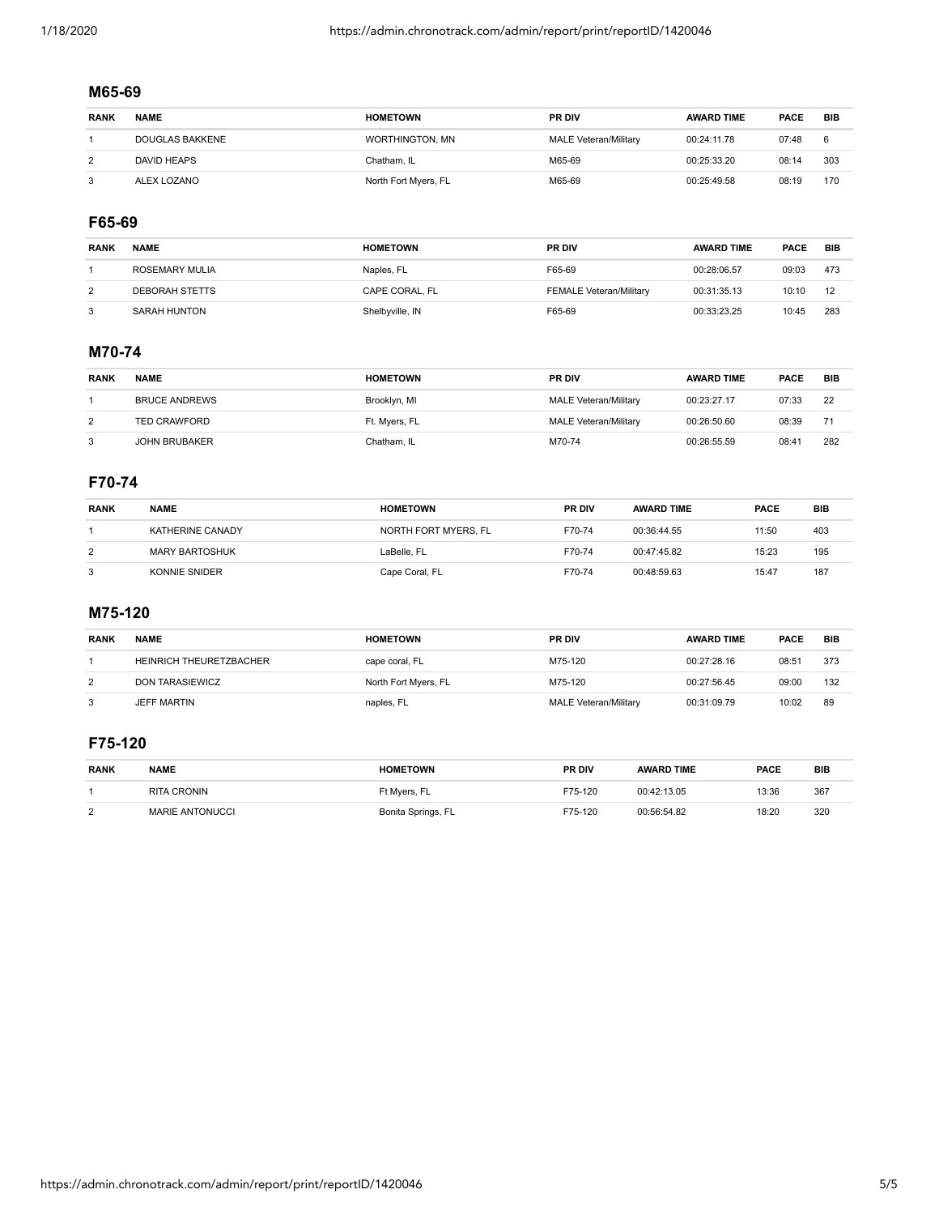## M65-69

| RANK | NAME | HOMETOWN | PR DIV | AWARD TIME | PACE | BIB |
|---|---|---|---|---|---|---|
| 1 | DOUGLAS BAKKENE | WORTHINGTON, MN | MALE Veteran/Military | 00:24:11.78 | 07:48 | 6 |
| 2 | DAVID HEAPS | Chatham, IL | M65-69 | 00:25:33.20 | 08:14 | 303 |
| 3 | ALEX LOZANO | North Fort Myers, FL | M65-69 | 00:25:49.58 | 08:19 | 170 |

## F65-69

| RANK | NAME | HOMETOWN | PR DIV | AWARD TIME | PACE | BIB |
|---|---|---|---|---|---|---|
| 1 | ROSEMARY MULIA | Naples, FL | F65-69 | 00:28:06.57 | 09:03 | 473 |
| 2 | DEBORAH STETTS | CAPE CORAL, FL | FEMALE Veteran/Military | 00:31:35.13 | 10:10 | 12 |
| 3 | SARAH HUNTON | Shelbyville, IN | F65-69 | 00:33:23.25 | 10:45 | 283 |

## M70-74

| RANK | NAME | HOMETOWN | PR DIV | AWARD TIME | PACE | BIB |
|---|---|---|---|---|---|---|
| 1 | BRUCE ANDREWS | Brooklyn, MI | MALE Veteran/Military | 00:23:27.17 | 07:33 | 22 |
| 2 | TED CRAWFORD | Ft. Myers, FL | MALE Veteran/Military | 00:26:50.60 | 08:39 | 71 |
| 3 | JOHN BRUBAKER | Chatham, IL | M70-74 | 00:26:55.59 | 08:41 | 282 |

## F70-74

| RANK | NAME | HOMETOWN | PR DIV | AWARD TIME | PACE | BIB |
|---|---|---|---|---|---|---|
| 1 | KATHERINE CANADY | NORTH FORT MYERS, FL | F70-74 | 00:36:44.55 | 11:50 | 403 |
| 2 | MARY BARTOSHUK | LaBelle, FL | F70-74 | 00:47:45.82 | 15:23 | 195 |
| 3 | KONNIE SNIDER | Cape Coral, FL | F70-74 | 00:48:59.63 | 15:47 | 187 |

## M75-120

| RANK | NAME | HOMETOWN | PR DIV | AWARD TIME | PACE | BIB |
|---|---|---|---|---|---|---|
| 1 | HEINRICH THEURETZBACHER | cape coral, FL | M75-120 | 00:27:28.16 | 08:51 | 373 |
| 2 | DON TARASIEWICZ | North Fort Myers, FL | M75-120 | 00:27:56.45 | 09:00 | 132 |
| 3 | JEFF MARTIN | naples, FL | MALE Veteran/Military | 00:31:09.79 | 10:02 | 89 |

## F75-120

| RANK | NAME | HOMETOWN | PR DIV | AWARD TIME | PACE | BIB |
|---|---|---|---|---|---|---|
| 1 | RITA CRONIN | Ft Myers, FL | F75-120 | 00:42:13.05 | 13:36 | 367 |
| 2 | MARIE ANTONUCCI | Bonita Springs, FL | F75-120 | 00:56:54.82 | 18:20 | 320 |